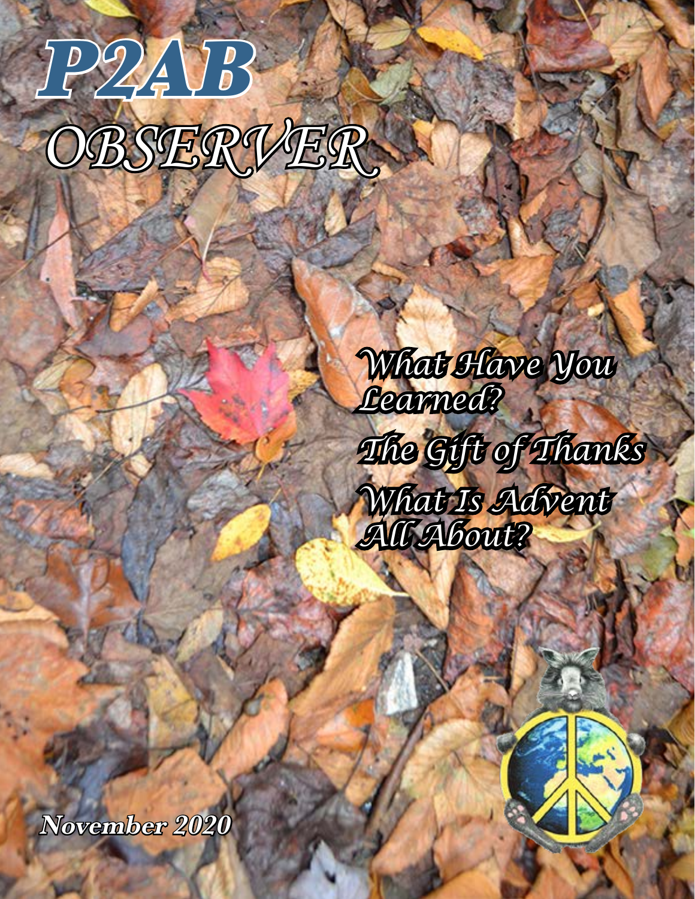# P2AB OBSERVER

*What Have You Learned?*

*The Gift of Thanks*

*What Is Advent All About?*

*November 2020*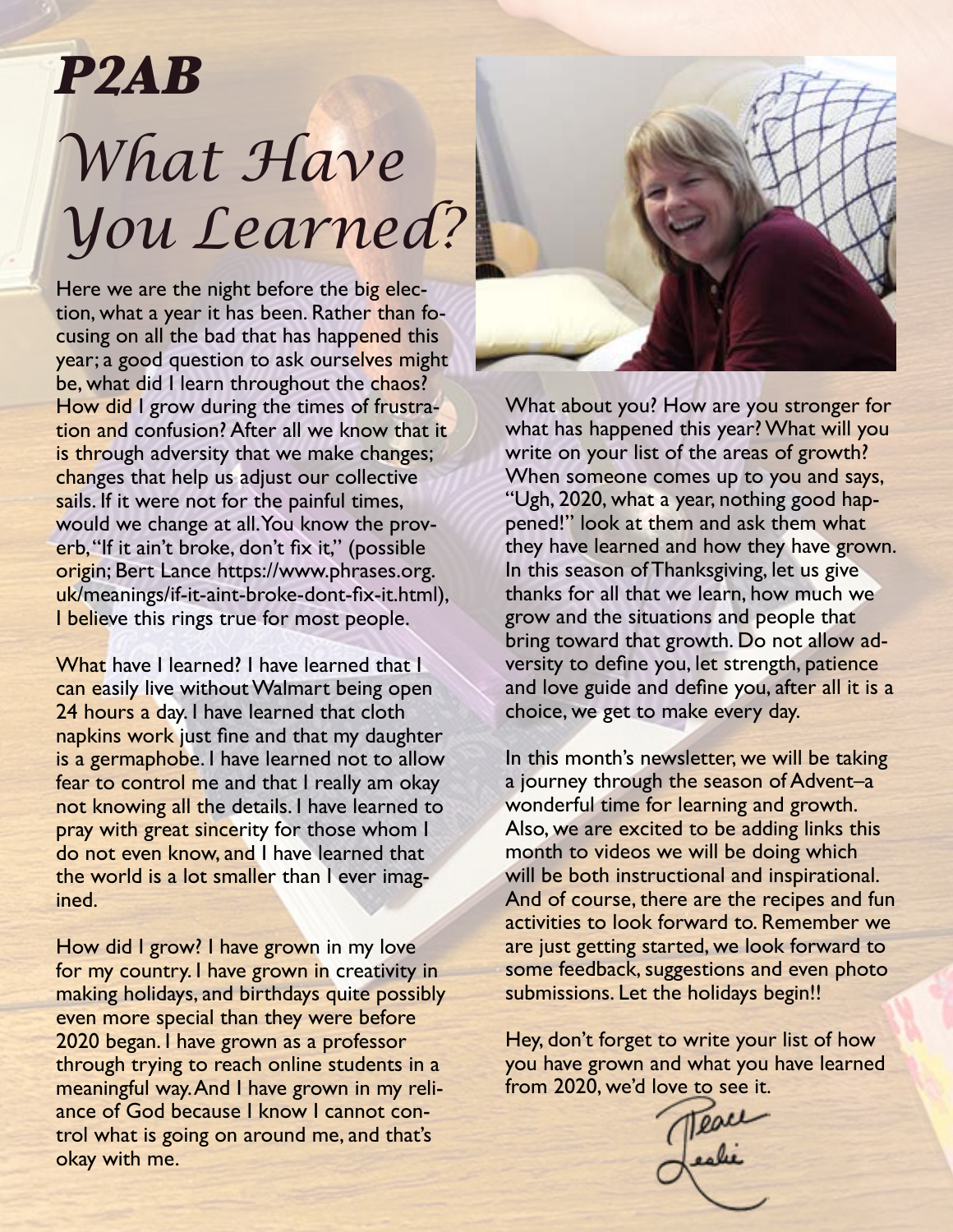# P2AB

## What Have You Learned?

Here we are the night before the big election, what a year it has been. Rather than focusing on all the bad that has happened this year; a good question to ask ourselves might be, what did I learn throughout the chaos? How did I grow during the times of frustration and confusion? After all we know that it is through adversity that we make changes; changes that help us adjust our collective sails. If it were not for the painful times, would we change at all. You know the proverb, "If it ain't broke, don't fix it," (possible origin; Bert Lance https://www.phrases.org.uk/meanings/if-it-aint-broke-dont-fix-it.html), I believe this rings true for most people.

What have I learned? I have learned that I can easily live without Walmart being open 24 hours a day. I have learned that cloth napkins work just fine and that my daughter is a germaphobe. I have learned not to allow fear to control me and that I really am okay not knowing all the details. I have learned to pray with great sincerity for those whom I do not even know, and I have learned that the world is a lot smaller than I ever imagined.

How did I grow? I have grown in my love for my country. I have grown in creativity in making holidays, and birthdays quite possibly even more special than they were before 2020 began. I have grown as a professor through trying to reach online students in a meaningful way. And I have grown in my reliance of God because I know I cannot control what is going on around me, and that's okay with me.

What about you? How are you stronger for what has happened this year? What will you write on your list of the areas of growth? When someone comes up to you and says, "Ugh, 2020, what a year, nothing good happened!" look at them and ask them what they have learned and how they have grown. In this season of Thanksgiving, let us give thanks for all that we learn, how much we grow and the situations and people that bring toward that growth. Do not allow adversity to define you, let strength, patience and love guide and define you, after all it is a choice, we get to make every day.

In this month's newsletter, we will be taking a journey through the season of Advent–a wonderful time for learning and growth. Also, we are excited to be adding links this month to videos we will be doing which will be both instructional and inspirational. And of course, there are the recipes and fun activities to look forward to. Remember we are just getting started, we look forward to some feedback, suggestions and even photo submissions. Let the holidays begin!!

Hey, don't forget to write your list of how you have grown and what you have learned from 2020, we'd love to see it.

Peace
Leslie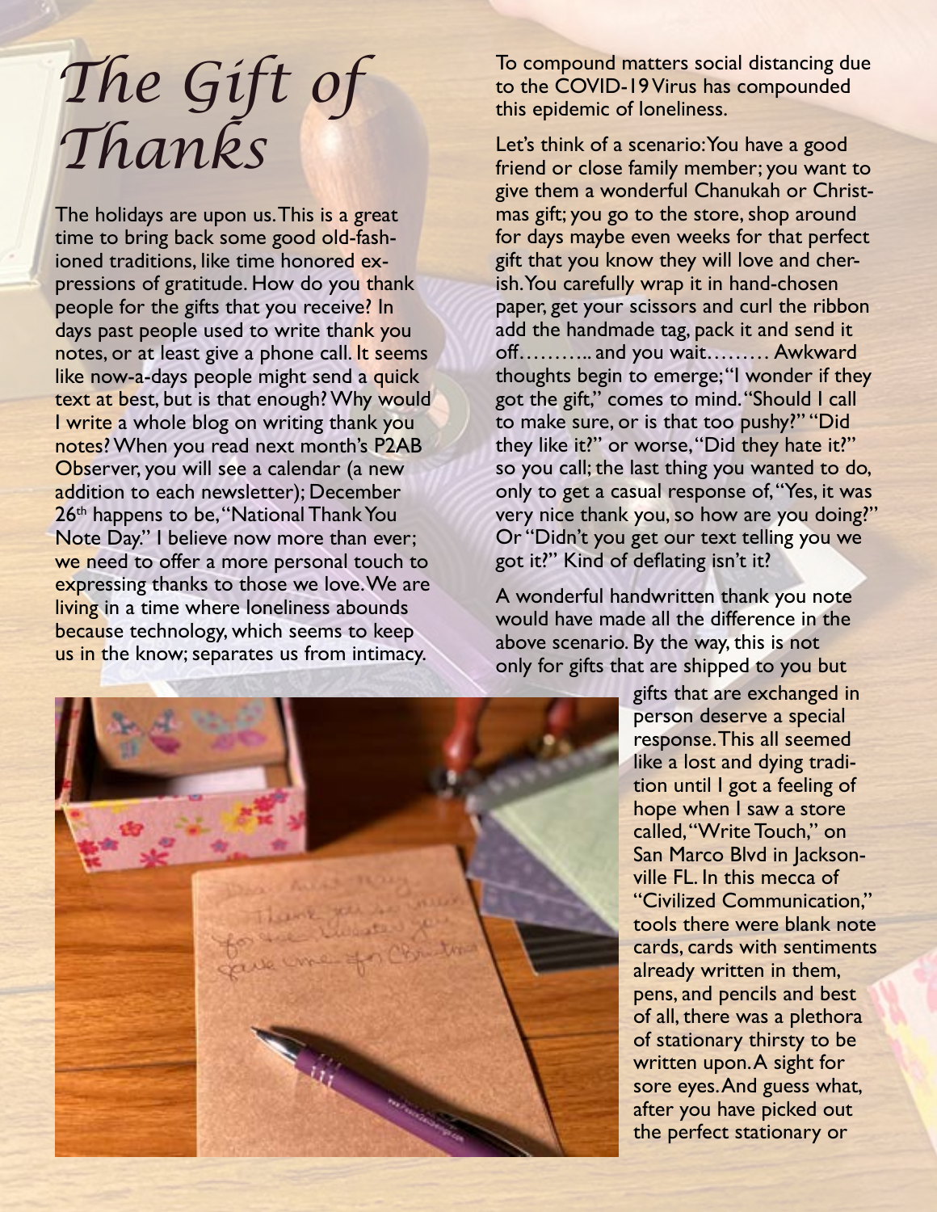# The Gift of Thanks

The holidays are upon us. This is a great time to bring back some good old-fashioned traditions, like time honored expressions of gratitude. How do you thank people for the gifts that you receive? In days past people used to write thank you notes, or at least give a phone call. It seems like now-a-days people might send a quick text at best, but is that enough? Why would I write a whole blog on writing thank you notes? When you read next month's P2AB Observer, you will see a calendar (a new addition to each newsletter); December 26th happens to be, "National Thank You Note Day." I believe now more than ever; we need to offer a more personal touch to expressing thanks to those we love. We are living in a time where loneliness abounds because technology, which seems to keep us in the know; separates us from intimacy.

To compound matters social distancing due to the COVID-19 Virus has compounded this epidemic of loneliness.

Let's think of a scenario: You have a good friend or close family member; you want to give them a wonderful Chanukah or Christmas gift; you go to the store, shop around for days maybe even weeks for that perfect gift that you know they will love and cherish. You carefully wrap it in hand-chosen paper, get your scissors and curl the ribbon add the handmade tag, pack it and send it off……….. and you wait……… Awkward thoughts begin to emerge; "I wonder if they got the gift," comes to mind. "Should I call to make sure, or is that too pushy?" "Did they like it?" or worse, "Did they hate it?" so you call; the last thing you wanted to do, only to get a casual response of, "Yes, it was very nice thank you, so how are you doing?" Or "Didn't you get our text telling you we got it?" Kind of deflating isn't it?

A wonderful handwritten thank you note would have made all the difference in the above scenario. By the way, this is not only for gifts that are shipped to you but gifts that are exchanged in person deserve a special response. This all seemed like a lost and dying tradition until I got a feeling of hope when I saw a store called, "Write Touch," on San Marco Blvd in Jacksonville FL. In this mecca of "Civilized Communication," tools there were blank note cards, cards with sentiments already written in them, pens, and pencils and best of all, there was a plethora of stationary thirsty to be written upon. A sight for sore eyes. And guess what, after you have picked out the perfect stationary or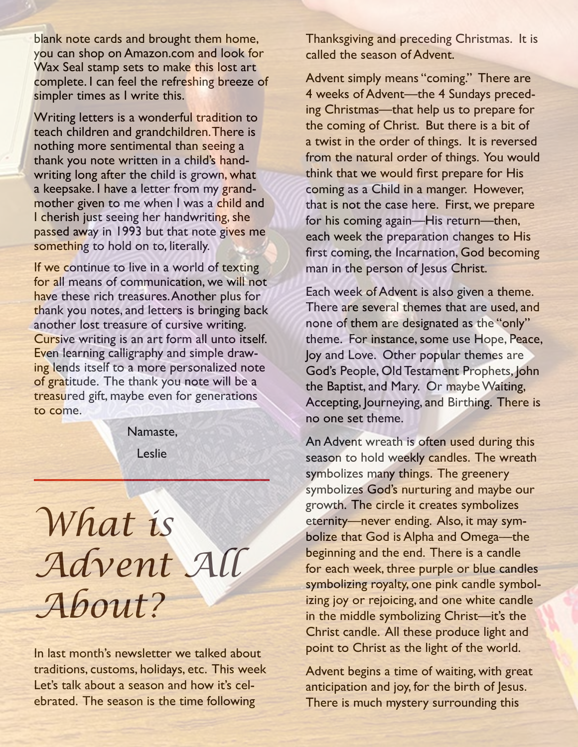blank note cards and brought them home, you can shop on Amazon.com and look for Wax Seal stamp sets to make this lost art complete. I can feel the refreshing breeze of simpler times as I write this.

Writing letters is a wonderful tradition to teach children and grandchildren. There is nothing more sentimental than seeing a thank you note written in a child's handwriting long after the child is grown, what a keepsake. I have a letter from my grandmother given to me when I was a child and I cherish just seeing her handwriting, she passed away in 1993 but that note gives me something to hold on to, literally.

If we continue to live in a world of texting for all means of communication, we will not have these rich treasures. Another plus for thank you notes, and letters is bringing back another lost treasure of cursive writing. Cursive writing is an art form all unto itself. Even learning calligraphy and simple drawing lends itself to a more personalized note of gratitude. The thank you note will be a treasured gift, maybe even for generations to come.

Namaste,

Leslie

# *What is Advent All About?*

In last month's newsletter we talked about traditions, customs, holidays, etc. This week Let's talk about a season and how it's celebrated. The season is the time following Thanksgiving and preceding Christmas. It is called the season of Advent.

Advent simply means "coming." There are 4 weeks of Advent—the 4 Sundays preceding Christmas—that help us to prepare for the coming of Christ. But there is a bit of a twist in the order of things. It is reversed from the natural order of things. You would think that we would first prepare for His coming as a Child in a manger. However, that is not the case here. First, we prepare for his coming again—His return—then, each week the preparation changes to His first coming, the Incarnation, God becoming man in the person of Jesus Christ.

Each week of Advent is also given a theme. There are several themes that are used, and none of them are designated as the "only" theme. For instance, some use Hope, Peace, Joy and Love. Other popular themes are God's People, Old Testament Prophets, John the Baptist, and Mary. Or maybe Waiting, Accepting, Journeying, and Birthing. There is no one set theme.

An Advent wreath is often used during this season to hold weekly candles. The wreath symbolizes many things. The greenery symbolizes God's nurturing and maybe our growth. The circle it creates symbolizes eternity—never ending. Also, it may symbolize that God is Alpha and Omega—the beginning and the end. There is a candle for each week, three purple or blue candles symbolizing royalty, one pink candle symbolizing joy or rejoicing, and one white candle in the middle symbolizing Christ—it's the Christ candle. All these produce light and point to Christ as the light of the world.

Advent begins a time of waiting, with great anticipation and joy, for the birth of Jesus. There is much mystery surrounding this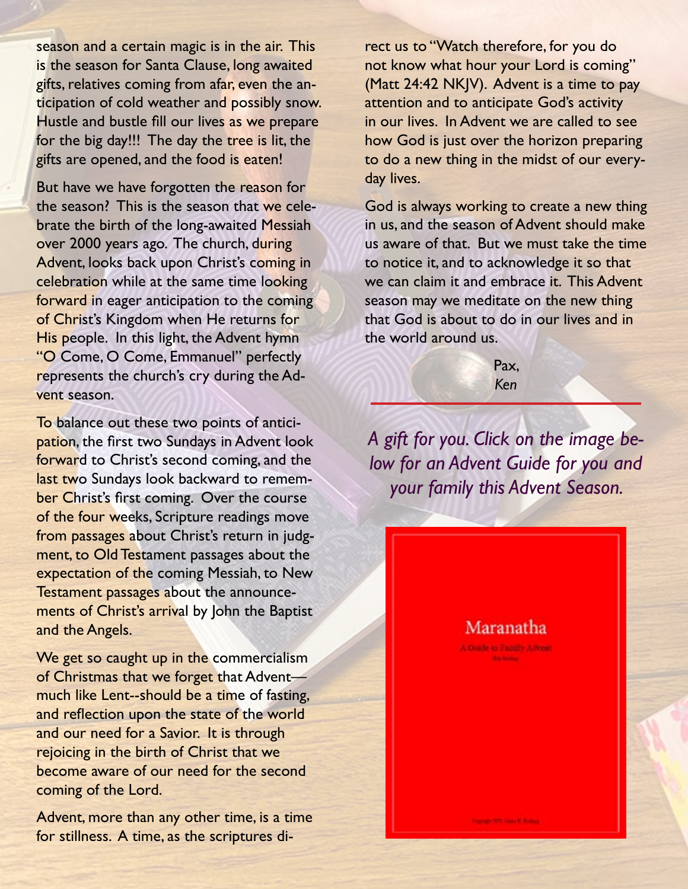season and a certain magic is in the air. This is the season for Santa Clause, long awaited gifts, relatives coming from afar, even the anticipation of cold weather and possibly snow. Hustle and bustle fill our lives as we prepare for the big day!!! The day the tree is lit, the gifts are opened, and the food is eaten!

But have we have forgotten the reason for the season? This is the season that we celebrate the birth of the long-awaited Messiah over 2000 years ago. The church, during Advent, looks back upon Christ's coming in celebration while at the same time looking forward in eager anticipation to the coming of Christ's Kingdom when He returns for His people. In this light, the Advent hymn "O Come, O Come, Emmanuel" perfectly represents the church's cry during the Advent season.

To balance out these two points of anticipation, the first two Sundays in Advent look forward to Christ's second coming, and the last two Sundays look backward to remember Christ's first coming. Over the course of the four weeks, Scripture readings move from passages about Christ's return in judgment, to Old Testament passages about the expectation of the coming Messiah, to New Testament passages about the announcements of Christ's arrival by John the Baptist and the Angels.

We get so caught up in the commercialism of Christmas that we forget that Advent—much like Lent--should be a time of fasting, and reflection upon the state of the world and our need for a Savior. It is through rejoicing in the birth of Christ that we become aware of our need for the second coming of the Lord.

Advent, more than any other time, is a time for stillness. A time, as the scriptures direct us to "Watch therefore, for you do not know what hour your Lord is coming" (Matt 24:42 NKJV). Advent is a time to pay attention and to anticipate God's activity in our lives. In Advent we are called to see how God is just over the horizon preparing to do a new thing in the midst of our everyday lives.

God is always working to create a new thing in us, and the season of Advent should make us aware of that. But we must take the time to notice it, and to acknowledge it so that we can claim it and embrace it. This Advent season may we meditate on the new thing that God is about to do in our lives and in the world around us.

Pax,
*Ken*

---

*A gift for you. Click on the image below for an Advent Guide for you and your family this Advent Season.*

Maranatha

A Guide to Family Advent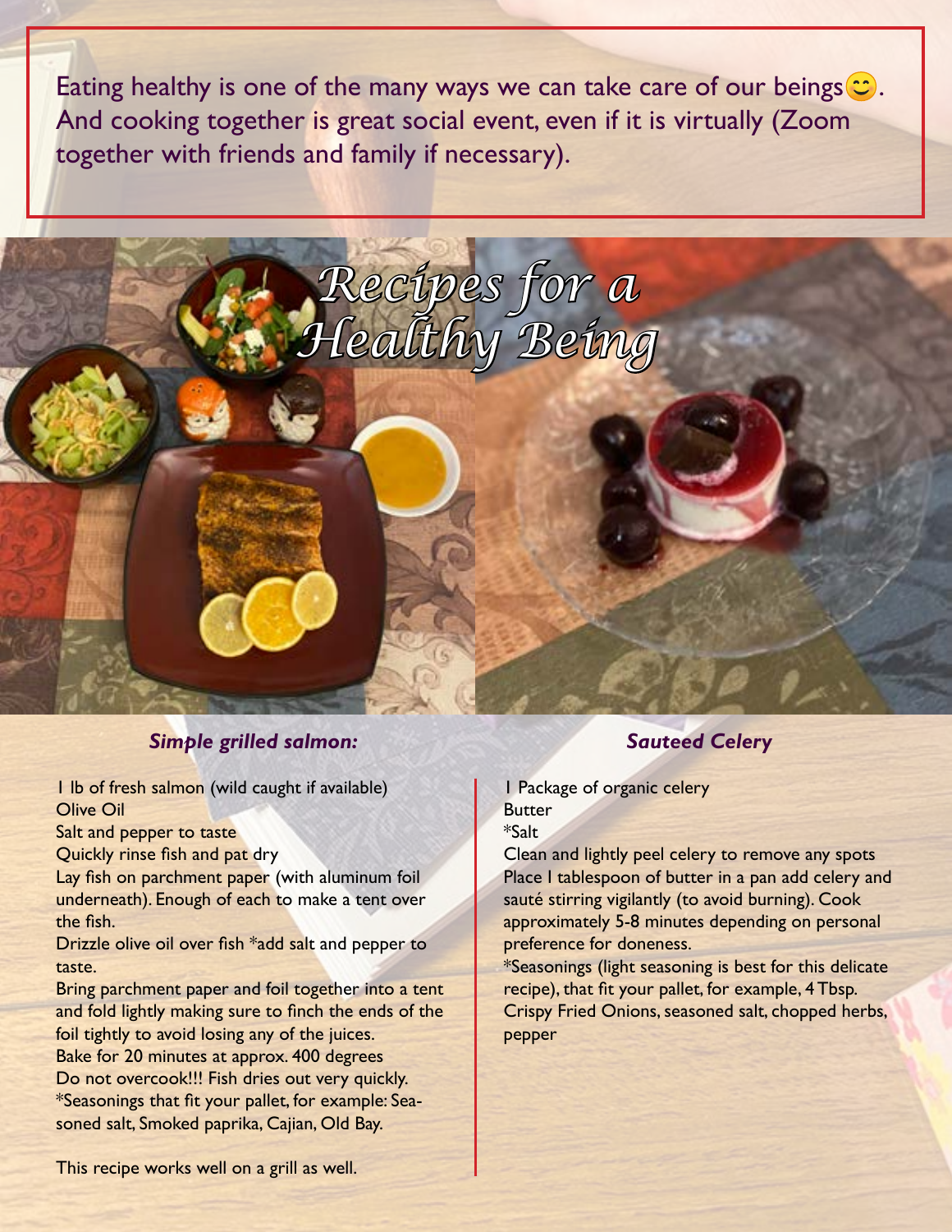Eating healthy is one of the many ways we can take care of our beings😊. And cooking together is great social event, even if it is virtually (Zoom together with friends and family if necessary).

# Recipes for a Healthy Being

### *Simple grilled salmon:*

1 lb of fresh salmon (wild caught if available)
Olive Oil
Salt and pepper to taste
Quickly rinse fish and pat dry
Lay fish on parchment paper (with aluminum foil underneath). Enough of each to make a tent over the fish.
Drizzle olive oil over fish *add salt and pepper to taste.
Bring parchment paper and foil together into a tent and fold lightly making sure to finch the ends of the foil tightly to avoid losing any of the juices.
Bake for 20 minutes at approx. 400 degrees
Do not overcook!!! Fish dries out very quickly.
*Seasonings that fit your pallet, for example: Seasoned salt, Smoked paprika, Cajian, Old Bay.

This recipe works well on a grill as well.

### *Sauteed Celery*

1 Package of organic celery
Butter
*Salt
Clean and lightly peel celery to remove any spots
Place 1 tablespoon of butter in a pan add celery and sauté stirring vigilantly (to avoid burning). Cook approximately 5-8 minutes depending on personal preference for doneness.
*Seasonings (light seasoning is best for this delicate recipe), that fit your pallet, for example, 4 Tbsp. Crispy Fried Onions, seasoned salt, chopped herbs, pepper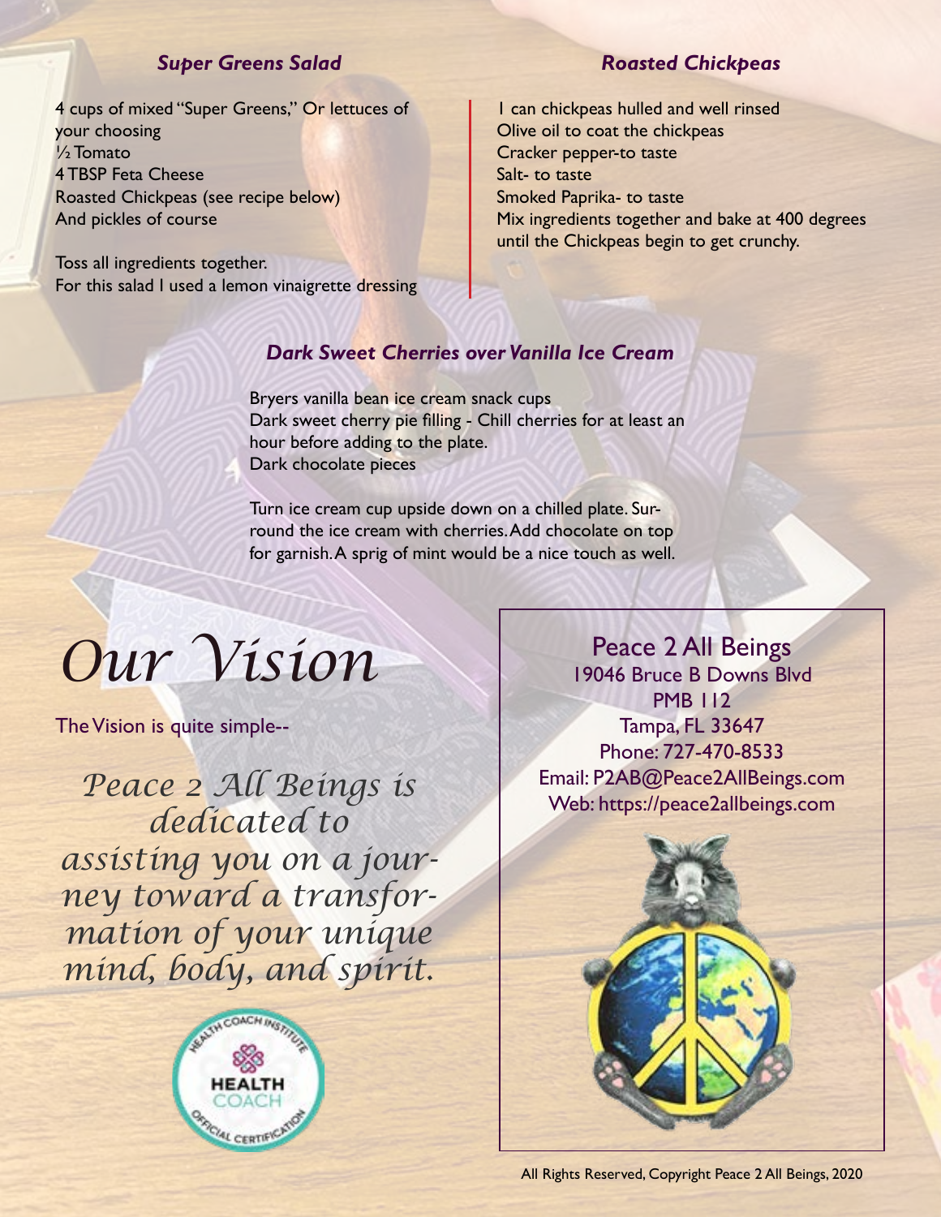### *Super Greens Salad*

4 cups of mixed "Super Greens," Or lettuces of your choosing
½ Tomato
4 TBSP Feta Cheese
Roasted Chickpeas (see recipe below)
And pickles of course

Toss all ingredients together.
For this salad I used a lemon vinaigrette dressing

### *Roasted Chickpeas*

1 can chickpeas hulled and well rinsed
Olive oil to coat the chickpeas
Cracker pepper-to taste
Salt- to taste
Smoked Paprika- to taste
Mix ingredients together and bake at 400 degrees until the Chickpeas begin to get crunchy.

### *Dark Sweet Cherries over Vanilla Ice Cream*

Bryers vanilla bean ice cream snack cups
Dark sweet cherry pie filling - Chill cherries for at least an hour before adding to the plate.
Dark chocolate pieces

Turn ice cream cup upside down on a chilled plate. Surround the ice cream with cherries. Add chocolate on top for garnish. A sprig of mint would be a nice touch as well.

# *Our Vision*

The Vision is quite simple--

*Peace 2 All Beings is dedicated to assisting you on a journey toward a transformation of your unique mind, body, and spirit.*

HEALTH COACH INSTITUTE
HEALTH COACH
OFFICIAL CERTIFICATION

Peace 2 All Beings
19046 Bruce B Downs Blvd
PMB 112
Tampa, FL 33647
Phone: 727-470-8533
Email: P2AB@Peace2AllBeings.com
Web: https://peace2allbeings.com

All Rights Reserved, Copyright Peace 2 All Beings, 2020